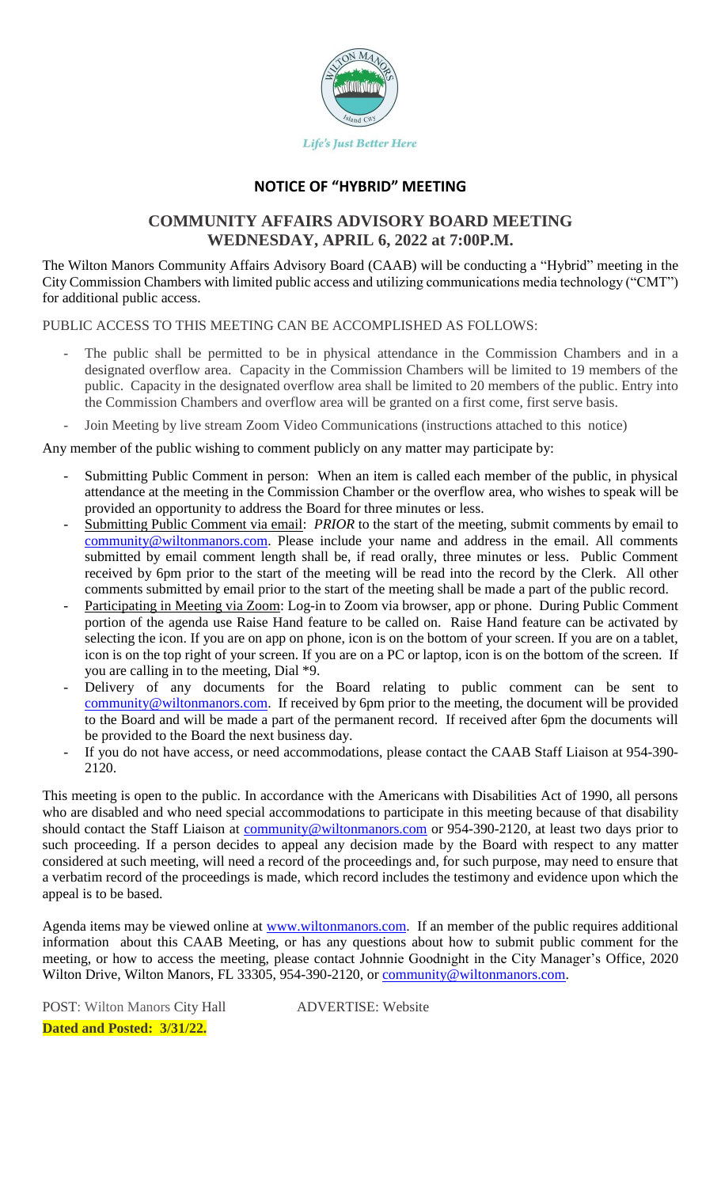*Life's Just Better Here*

# NOTICE OF "HYBRID" MEETING

## COMMUNITY AFFAIRS ADVISORY BOARD MEETING
## WEDNESDAY, APRIL 6, 2022 at 7:00P.M.

The Wilton Manors Community Affairs Advisory Board (CAAB) will be conducting a "Hybrid" meeting in the City Commission Chambers with limited public access and utilizing communications media technology ("CMT") for additional public access.

PUBLIC ACCESS TO THIS MEETING CAN BE ACCOMPLISHED AS FOLLOWS:

- The public shall be permitted to be in physical attendance in the Commission Chambers and in a designated overflow area. Capacity in the Commission Chambers will be limited to 19 members of the public. Capacity in the designated overflow area shall be limited to 20 members of the public. Entry into the Commission Chambers and overflow area will be granted on a first come, first serve basis.
- Join Meeting by live stream Zoom Video Communications (instructions attached to this notice)

Any member of the public wishing to comment publicly on any matter may participate by:

- Submitting Public Comment in person: When an item is called each member of the public, in physical attendance at the meeting in the Commission Chamber or the overflow area, who wishes to speak will be provided an opportunity to address the Board for three minutes or less.
- Submitting Public Comment via email: *PRIOR* to the start of the meeting, submit comments by email to community@wiltonmanors.com. Please include your name and address in the email. All comments submitted by email comment length shall be, if read orally, three minutes or less. Public Comment received by 6pm prior to the start of the meeting will be read into the record by the Clerk. All other comments submitted by email prior to the start of the meeting shall be made a part of the public record.
- Participating in Meeting via Zoom: Log-in to Zoom via browser, app or phone. During Public Comment portion of the agenda use Raise Hand feature to be called on. Raise Hand feature can be activated by selecting the icon. If you are on app on phone, icon is on the bottom of your screen. If you are on a tablet, icon is on the top right of your screen. If you are on a PC or laptop, icon is on the bottom of the screen. If you are calling in to the meeting, Dial *9.
- Delivery of any documents for the Board relating to public comment can be sent to community@wiltonmanors.com. If received by 6pm prior to the meeting, the document will be provided to the Board and will be made a part of the permanent record. If received after 6pm the documents will be provided to the Board the next business day.
- If you do not have access, or need accommodations, please contact the CAAB Staff Liaison at 954-390-2120.

This meeting is open to the public. In accordance with the Americans with Disabilities Act of 1990, all persons who are disabled and who need special accommodations to participate in this meeting because of that disability should contact the Staff Liaison at community@wiltonmanors.com or 954-390-2120, at least two days prior to such proceeding. If a person decides to appeal any decision made by the Board with respect to any matter considered at such meeting, will need a record of the proceedings and, for such purpose, may need to ensure that a verbatim record of the proceedings is made, which record includes the testimony and evidence upon which the appeal is to be based.

Agenda items may be viewed online at www.wiltonmanors.com. If an member of the public requires additional information about this CAAB Meeting, or has any questions about how to submit public comment for the meeting, or how to access the meeting, please contact Johnnie Goodnight in the City Manager's Office, 2020 Wilton Drive, Wilton Manors, FL 33305, 954-390-2120, or community@wiltonmanors.com.

POST: Wilton Manors City Hall    ADVERTISE: Website

**Dated and Posted: 3/31/22.**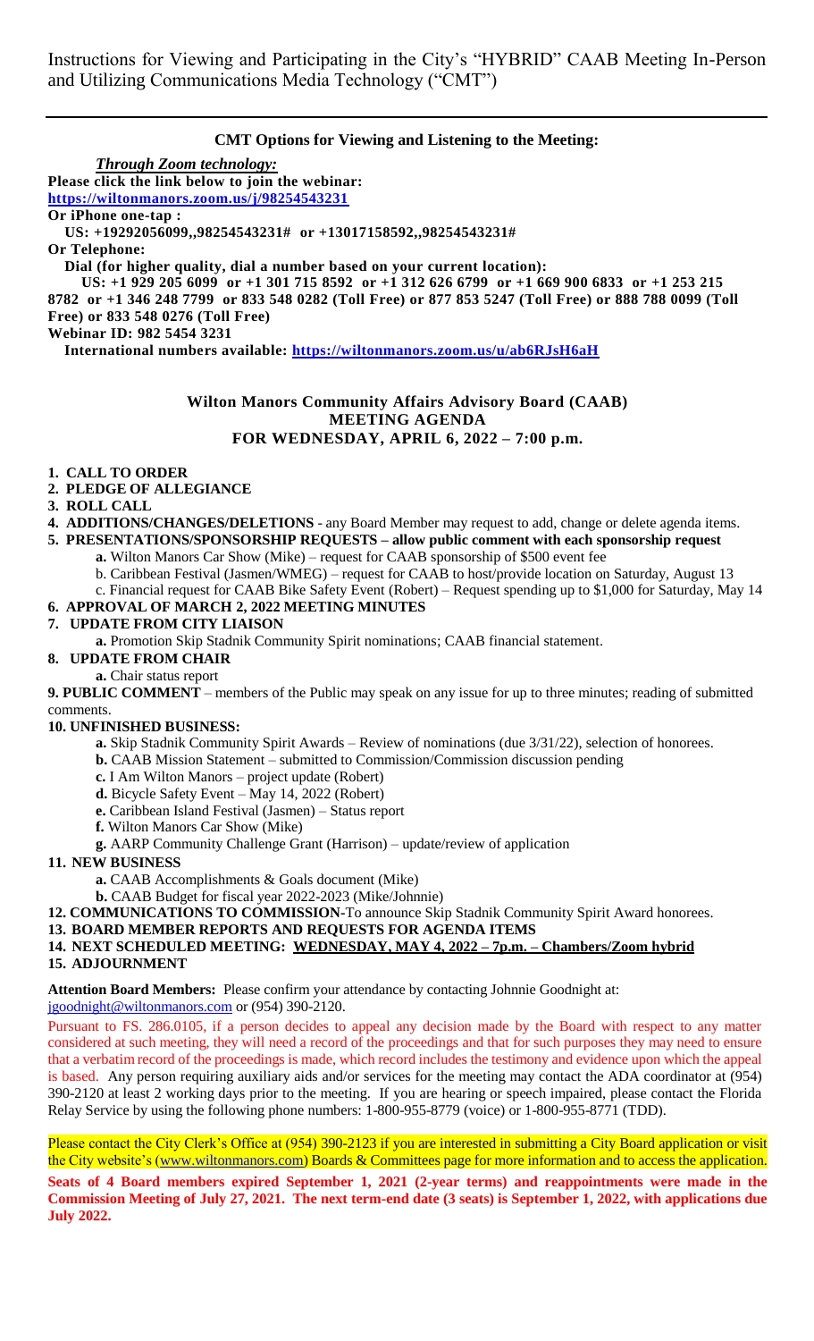Instructions for Viewing and Participating in the City's "HYBRID" CAAB Meeting In-Person and Utilizing Communications Media Technology ("CMT")

---

**CMT Options for Viewing and Listening to the Meeting:**

***Through Zoom technology:***

**Please click the link below to join the webinar:**
**https://wiltonmanors.zoom.us/j/98254543231**

**Or iPhone one-tap :**
**US: +19292056099,,98254543231# or +13017158592,,98254543231#**

**Or Telephone:**
**Dial (for higher quality, dial a number based on your current location):**
**US: +1 929 205 6099 or +1 301 715 8592 or +1 312 626 6799 or +1 669 900 6833 or +1 253 215 8782 or +1 346 248 7799 or 833 548 0282 (Toll Free) or 877 853 5247 (Toll Free) or 888 788 0099 (Toll Free) or 833 548 0276 (Toll Free)**

**Webinar ID: 982 5454 3231**

**International numbers available: https://wiltonmanors.zoom.us/u/ab6RJsH6aH**

**Wilton Manors Community Affairs Advisory Board (CAAB)**
**MEETING AGENDA**
**FOR WEDNESDAY, APRIL 6, 2022 – 7:00 p.m.**

1. **CALL TO ORDER**
2. **PLEDGE OF ALLEGIANCE**
3. **ROLL CALL**
4. **ADDITIONS/CHANGES/DELETIONS** - any Board Member may request to add, change or delete agenda items.
5. **PRESENTATIONS/SPONSORSHIP REQUESTS – allow public comment with each sponsorship request**
   - **a.** Wilton Manors Car Show (Mike) – request for CAAB sponsorship of $500 event fee
   - b. Caribbean Festival (Jasmen/WMEG) – request for CAAB to host/provide location on Saturday, August 13
   - c. Financial request for CAAB Bike Safety Event (Robert) – Request spending up to $1,000 for Saturday, May 14
6. **APPROVAL OF MARCH 2, 2022 MEETING MINUTES**
7. **UPDATE FROM CITY LIAISON**
   - **a.** Promotion Skip Stadnik Community Spirit nominations; CAAB financial statement.
8. **UPDATE FROM CHAIR**
   - **a.** Chair status report
9. **PUBLIC COMMENT** – members of the Public may speak on any issue for up to three minutes; reading of submitted comments.
10. **UNFINISHED BUSINESS:**
    - **a.** Skip Stadnik Community Spirit Awards – Review of nominations (due 3/31/22), selection of honorees.
    - **b.** CAAB Mission Statement – submitted to Commission/Commission discussion pending
    - **c.** I Am Wilton Manors – project update (Robert)
    - **d.** Bicycle Safety Event – May 14, 2022 (Robert)
    - **e.** Caribbean Island Festival (Jasmen) – Status report
    - **f.** Wilton Manors Car Show (Mike)
    - **g.** AARP Community Challenge Grant (Harrison) – update/review of application
11. **NEW BUSINESS**
    - **a.** CAAB Accomplishments & Goals document (Mike)
    - **b.** CAAB Budget for fiscal year 2022-2023 (Mike/Johnnie)
12. **COMMUNICATIONS TO COMMISSION-**To announce Skip Stadnik Community Spirit Award honorees.
13. **BOARD MEMBER REPORTS AND REQUESTS FOR AGENDA ITEMS**
14. **NEXT SCHEDULED MEETING: WEDNESDAY, MAY 4, 2022 – 7p.m. – Chambers/Zoom hybrid**
15. **ADJOURNMENT**

**Attention Board Members:** Please confirm your attendance by contacting Johnnie Goodnight at: jgoodnight@wiltonmanors.com or (954) 390-2120.

Pursuant to FS. 286.0105, if a person decides to appeal any decision made by the Board with respect to any matter considered at such meeting, they will need a record of the proceedings and that for such purposes they may need to ensure that a verbatim record of the proceedings is made, which record includes the testimony and evidence upon which the appeal is based. Any person requiring auxiliary aids and/or services for the meeting may contact the ADA coordinator at (954) 390-2120 at least 2 working days prior to the meeting. If you are hearing or speech impaired, please contact the Florida Relay Service by using the following phone numbers: 1-800-955-8779 (voice) or 1-800-955-8771 (TDD).

Please contact the City Clerk's Office at (954) 390-2123 if you are interested in submitting a City Board application or visit the City website's (www.wiltonmanors.com) Boards & Committees page for more information and to access the application.

**Seats of 4 Board members expired September 1, 2021 (2-year terms) and reappointments were made in the Commission Meeting of July 27, 2021. The next term-end date (3 seats) is September 1, 2022, with applications due July 2022.**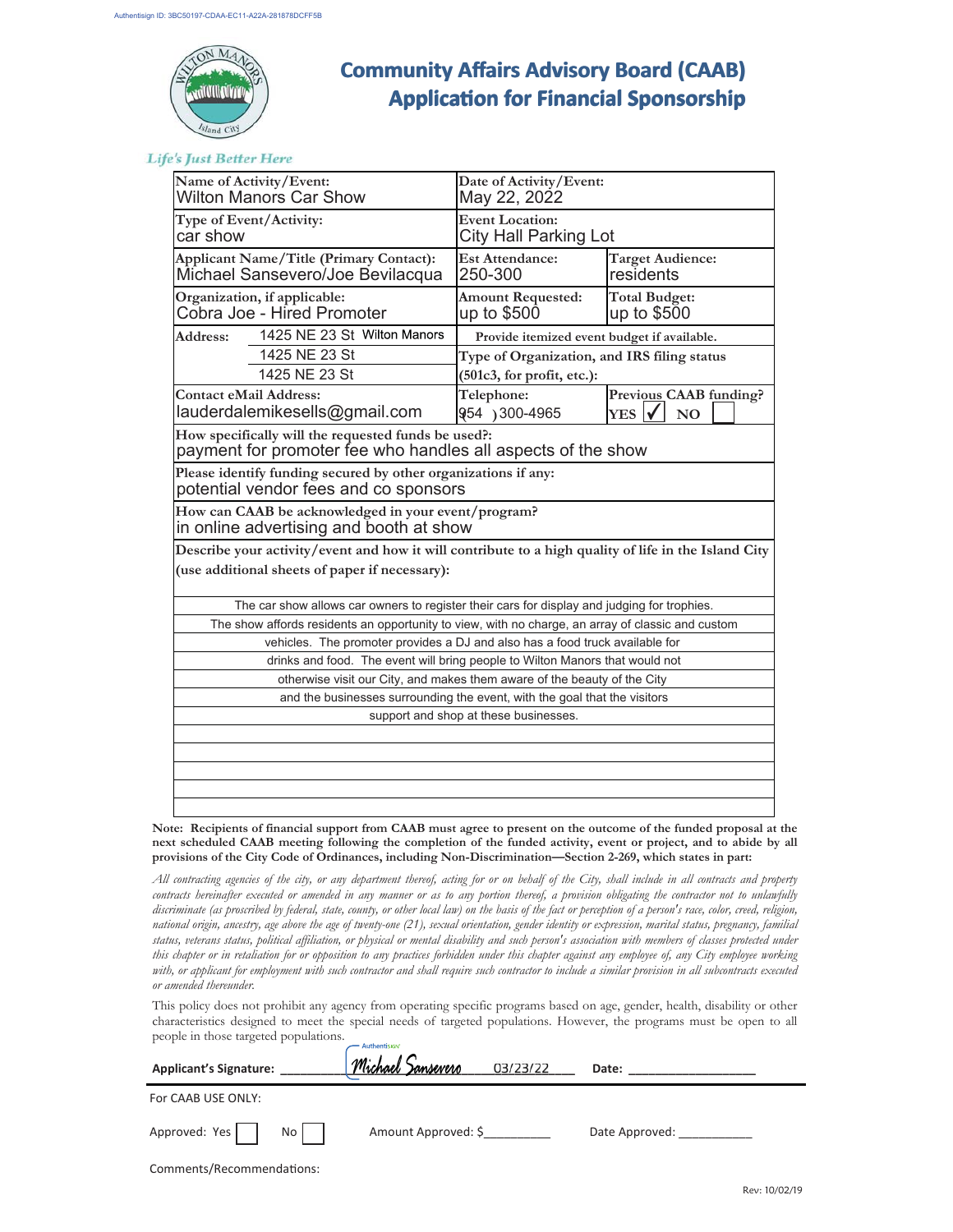Authentisign ID: 3BC50197-CDAA-EC11-A22A-281878DCFF5B

# Community Affairs Advisory Board (CAAB) Application for Financial Sponsorship

*Life's Just Better Here*

| **Name of Activity/Event:** Wilton Manors Car Show | **Date of Activity/Event:** May 22, 2022 | |
|---|---|---|
| **Type of Event/Activity:** car show | **Event Location:** City Hall Parking Lot | |
| **Applicant Name/Title (Primary Contact):** Michael Sansevero/Joe Bevilacqua | **Est Attendance:** 250-300 | **Target Audience:** residents |
| **Organization, if applicable:** Cobra Joe - Hired Promoter | **Amount Requested:** up to $500 | **Total Budget:** up to $500 |
| **Address:** 1425 NE 23 St Wilton Manors / 1425 NE 23 St / 1425 NE 23 St | Provide itemized event budget if available. **Type of Organization, and IRS filing status (501c3, for profit, etc.):** | |
| **Contact eMail Address:** lauderdalemikesells@gmail.com | **Telephone:** 954 )300-4965 | **Previous CAAB funding?** YES ✓ NO ☐ |

**How specifically will the requested funds be used?:**
payment for promoter fee who handles all aspects of the show

**Please identify funding secured by other organizations if any:**
potential vendor fees and co sponsors

**How can CAAB be acknowledged in your event/program?**
in online advertising and booth at show

**Describe your activity/event and how it will contribute to a high quality of life in the Island City (use additional sheets of paper if necessary):**

The car show allows car owners to register their cars for display and judging for trophies. The show affords residents an opportunity to view, with no charge, an array of classic and custom vehicles. The promoter provides a DJ and also has a food truck available for drinks and food. The event will bring people to Wilton Manors that would not otherwise visit our City, and makes them aware of the beauty of the City and the businesses surrounding the event, with the goal that the visitors support and shop at these businesses.

**Note: Recipients of financial support from CAAB must agree to present on the outcome of the funded proposal at the next scheduled CAAB meeting following the completion of the funded activity, event or project, and to abide by all provisions of the City Code of Ordinances, including Non-Discrimination—Section 2-269, which states in part:**

*All contracting agencies of the city, or any department thereof, acting for or on behalf of the City, shall include in all contracts and property contracts hereinafter executed or amended in any manner or as to any portion thereof, a provision obligating the contractor not to unlawfully discriminate (as proscribed by federal, state, county, or other local law) on the basis of the fact or perception of a person's race, color, creed, religion, national origin, ancestry, age above the age of twenty-one (21), sexual orientation, gender identity or expression, marital status, pregnancy, familial status, veterans status, political affiliation, or physical or mental disability and such person's association with members of classes protected under this chapter or in retaliation for or opposition to any practices forbidden under this chapter against any employee of, any City employee working with, or applicant for employment with such contractor and shall require such contractor to include a similar provision in all subcontracts executed or amended thereunder.*

This policy does not prohibit any agency from operating specific programs based on age, gender, health, disability or other characteristics designed to meet the special needs of targeted populations. However, the programs must be open to all people in those targeted populations.

**Applicant's Signature:** Michael Sansevero 03/23/22 **Date:** ___________

For CAAB USE ONLY:

Approved: Yes ☐ No ☐ Amount Approved: $_________ Date Approved: ___________

Comments/Recommendations:

Rev: 10/02/19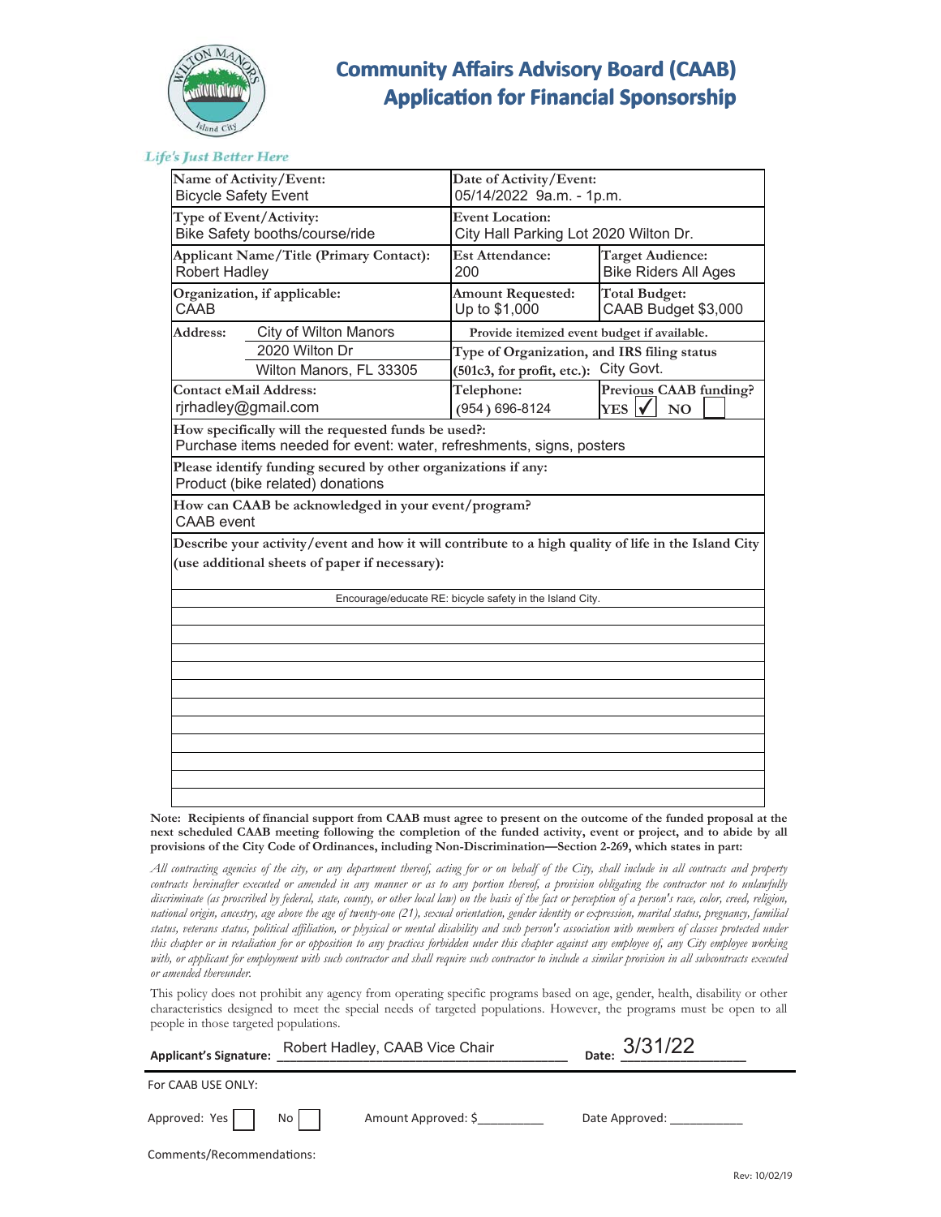# Community Affairs Advisory Board (CAAB) Application for Financial Sponsorship

*Life's Just Better Here*

| | | |
|---|---|---|
| **Name of Activity/Event:** Bicycle Safety Event | **Date of Activity/Event:** 05/14/2022 9a.m. - 1p.m. | |
| **Type of Event/Activity:** Bike Safety booths/course/ride | **Event Location:** City Hall Parking Lot 2020 Wilton Dr. | |
| **Applicant Name/Title (Primary Contact):** Robert Hadley | **Est Attendance:** 200 | **Target Audience:** Bike Riders All Ages |
| **Organization, if applicable:** CAAB | **Amount Requested:** Up to $1,000 | **Total Budget:** CAAB Budget $3,000 |
| **Address:** City of Wilton Manors, 2020 Wilton Dr, Wilton Manors, FL 33305 | **Provide itemized event budget if available.** **Type of Organization, and IRS filing status (501c3, for profit, etc.):** City Govt. | |
| **Contact eMail Address:** rjrhadley@gmail.com | **Telephone:** (954 ) 696-8124 | **Previous CAAB funding?** YES ✓ NO ☐ |

**How specifically will the requested funds be used?:**
Purchase items needed for event: water, refreshments, signs, posters

**Please identify funding secured by other organizations if any:**
Product (bike related) donations

**How can CAAB be acknowledged in your event/program?**
CAAB event

**Describe your activity/event and how it will contribute to a high quality of life in the Island City (use additional sheets of paper if necessary):**

Encourage/educate RE: bicycle safety in the Island City.

**Note: Recipients of financial support from CAAB must agree to present on the outcome of the funded proposal at the next scheduled CAAB meeting following the completion of the funded activity, event or project, and to abide by all provisions of the City Code of Ordinances, including Non-Discrimination—Section 2-269, which states in part:**

*All contracting agencies of the city, or any department thereof, acting for or on behalf of the City, shall include in all contracts and property contracts hereinafter executed or amended in any manner or as to any portion thereof, a provision obligating the contractor not to unlawfully discriminate (as proscribed by federal, state, county, or other local law) on the basis of the fact or perception of a person's race, color, creed, religion, national origin, ancestry, age above the age of twenty-one (21), sexual orientation, gender identity or expression, marital status, pregnancy, familial status, veterans status, political affiliation, or physical or mental disability and such person's association with members of classes protected under this chapter or in retaliation for or opposition to any practices forbidden under this chapter against any employee of, any City employee working with, or applicant for employment with such contractor and shall require such contractor to include a similar provision in all subcontracts executed or amended thereunder.*

This policy does not prohibit any agency from operating specific programs based on age, gender, health, disability or other characteristics designed to meet the special needs of targeted populations. However, the programs must be open to all people in those targeted populations.

**Applicant's Signature:** Robert Hadley, CAAB Vice Chair **Date:** 3/31/22

For CAAB USE ONLY:

Approved: Yes ☐ No ☐ Amount Approved: $__________ Date Approved: ___________

Comments/Recommendations:

Rev: 10/02/19